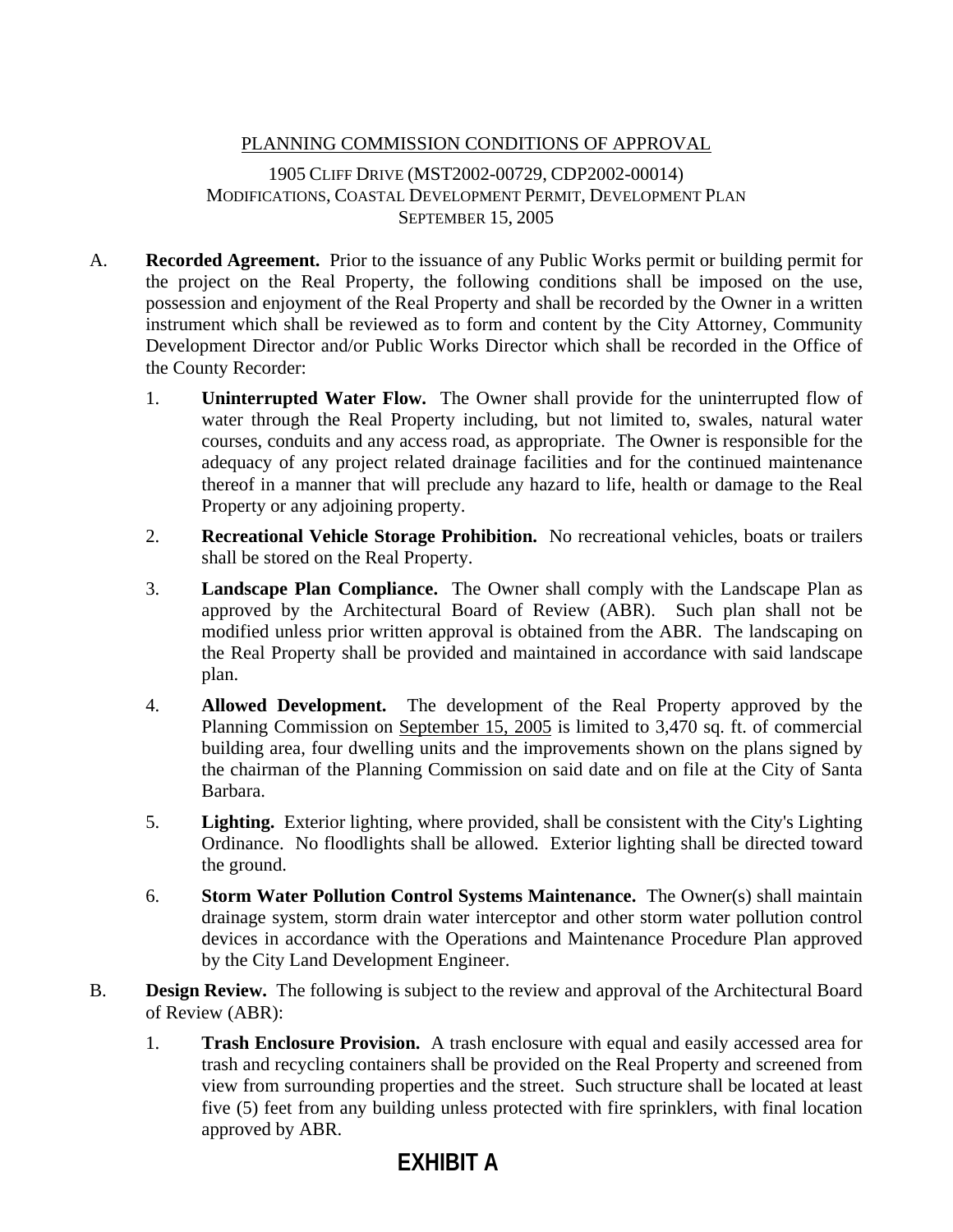# PLANNING COMMISSION CONDITIONS OF APPROVAL

1905 CLIFF DRIVE (MST2002-00729, CDP2002-00014)
MODIFICATIONS, COASTAL DEVELOPMENT PERMIT, DEVELOPMENT PLAN
SEPTEMBER 15, 2005

A. **Recorded Agreement.** Prior to the issuance of any Public Works permit or building permit for the project on the Real Property, the following conditions shall be imposed on the use, possession and enjoyment of the Real Property and shall be recorded by the Owner in a written instrument which shall be reviewed as to form and content by the City Attorney, Community Development Director and/or Public Works Director which shall be recorded in the Office of the County Recorder:

   1. **Uninterrupted Water Flow.** The Owner shall provide for the uninterrupted flow of water through the Real Property including, but not limited to, swales, natural water courses, conduits and any access road, as appropriate. The Owner is responsible for the adequacy of any project related drainage facilities and for the continued maintenance thereof in a manner that will preclude any hazard to life, health or damage to the Real Property or any adjoining property.

   2. **Recreational Vehicle Storage Prohibition.** No recreational vehicles, boats or trailers shall be stored on the Real Property.

   3. **Landscape Plan Compliance.** The Owner shall comply with the Landscape Plan as approved by the Architectural Board of Review (ABR). Such plan shall not be modified unless prior written approval is obtained from the ABR. The landscaping on the Real Property shall be provided and maintained in accordance with said landscape plan.

   4. **Allowed Development.** The development of the Real Property approved by the Planning Commission on September 15, 2005 is limited to 3,470 sq. ft. of commercial building area, four dwelling units and the improvements shown on the plans signed by the chairman of the Planning Commission on said date and on file at the City of Santa Barbara.

   5. **Lighting.** Exterior lighting, where provided, shall be consistent with the City's Lighting Ordinance. No floodlights shall be allowed. Exterior lighting shall be directed toward the ground.

   6. **Storm Water Pollution Control Systems Maintenance.** The Owner(s) shall maintain drainage system, storm drain water interceptor and other storm water pollution control devices in accordance with the Operations and Maintenance Procedure Plan approved by the City Land Development Engineer.

B. **Design Review.** The following is subject to the review and approval of the Architectural Board of Review (ABR):

   1. **Trash Enclosure Provision.** A trash enclosure with equal and easily accessed area for trash and recycling containers shall be provided on the Real Property and screened from view from surrounding properties and the street. Such structure shall be located at least five (5) feet from any building unless protected with fire sprinklers, with final location approved by ABR.

**EXHIBIT A**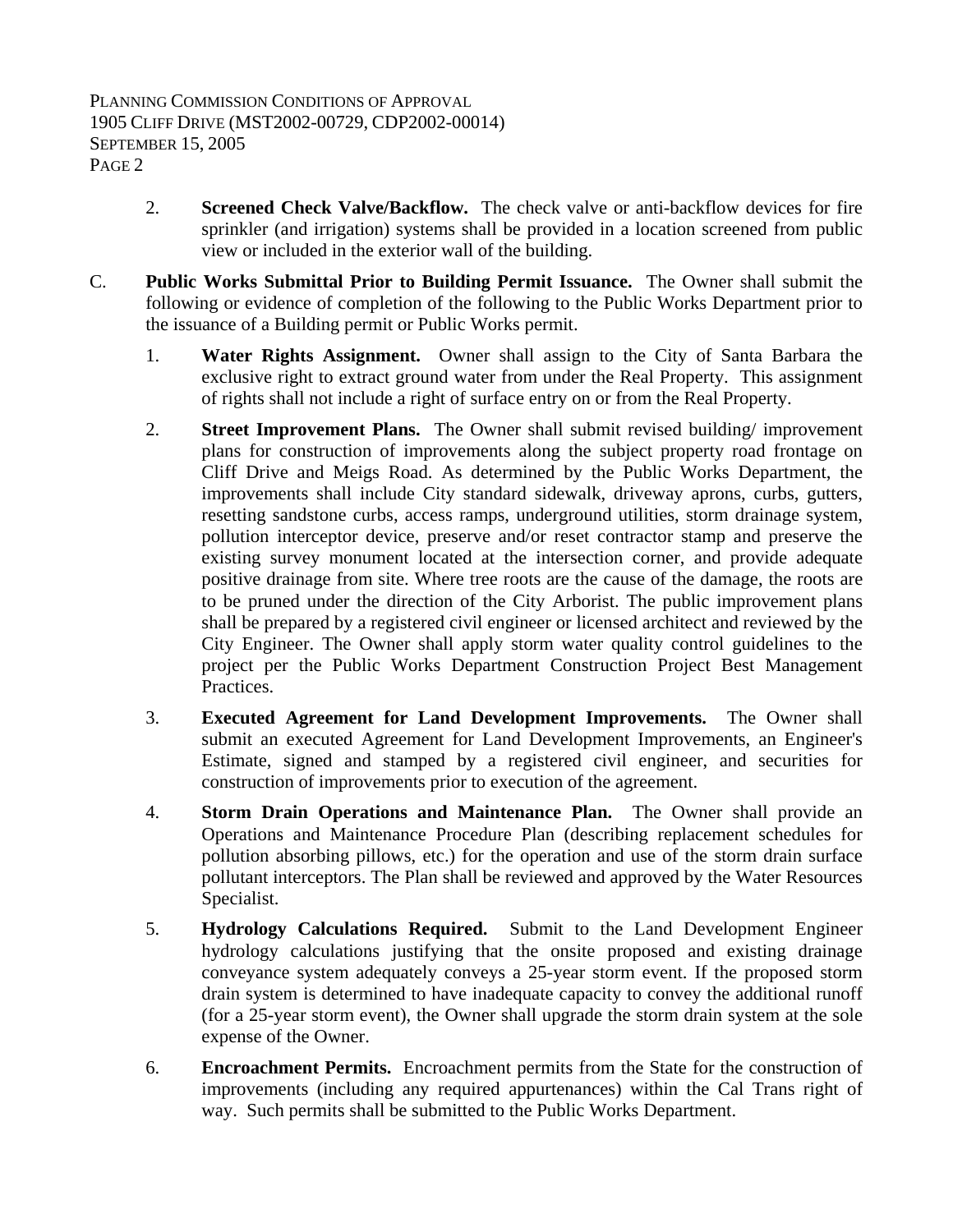2. **Screened Check Valve/Backflow.** The check valve or anti-backflow devices for fire sprinkler (and irrigation) systems shall be provided in a location screened from public view or included in the exterior wall of the building.

C. **Public Works Submittal Prior to Building Permit Issuance.** The Owner shall submit the following or evidence of completion of the following to the Public Works Department prior to the issuance of a Building permit or Public Works permit.

1. **Water Rights Assignment.** Owner shall assign to the City of Santa Barbara the exclusive right to extract ground water from under the Real Property. This assignment of rights shall not include a right of surface entry on or from the Real Property.

2. **Street Improvement Plans.** The Owner shall submit revised building/ improvement plans for construction of improvements along the subject property road frontage on Cliff Drive and Meigs Road. As determined by the Public Works Department, the improvements shall include City standard sidewalk, driveway aprons, curbs, gutters, resetting sandstone curbs, access ramps, underground utilities, storm drainage system, pollution interceptor device, preserve and/or reset contractor stamp and preserve the existing survey monument located at the intersection corner, and provide adequate positive drainage from site. Where tree roots are the cause of the damage, the roots are to be pruned under the direction of the City Arborist. The public improvement plans shall be prepared by a registered civil engineer or licensed architect and reviewed by the City Engineer. The Owner shall apply storm water quality control guidelines to the project per the Public Works Department Construction Project Best Management Practices.

3. **Executed Agreement for Land Development Improvements.** The Owner shall submit an executed Agreement for Land Development Improvements, an Engineer's Estimate, signed and stamped by a registered civil engineer, and securities for construction of improvements prior to execution of the agreement.

4. **Storm Drain Operations and Maintenance Plan.** The Owner shall provide an Operations and Maintenance Procedure Plan (describing replacement schedules for pollution absorbing pillows, etc.) for the operation and use of the storm drain surface pollutant interceptors. The Plan shall be reviewed and approved by the Water Resources Specialist.

5. **Hydrology Calculations Required.** Submit to the Land Development Engineer hydrology calculations justifying that the onsite proposed and existing drainage conveyance system adequately conveys a 25-year storm event. If the proposed storm drain system is determined to have inadequate capacity to convey the additional runoff (for a 25-year storm event), the Owner shall upgrade the storm drain system at the sole expense of the Owner.

6. **Encroachment Permits.** Encroachment permits from the State for the construction of improvements (including any required appurtenances) within the Cal Trans right of way. Such permits shall be submitted to the Public Works Department.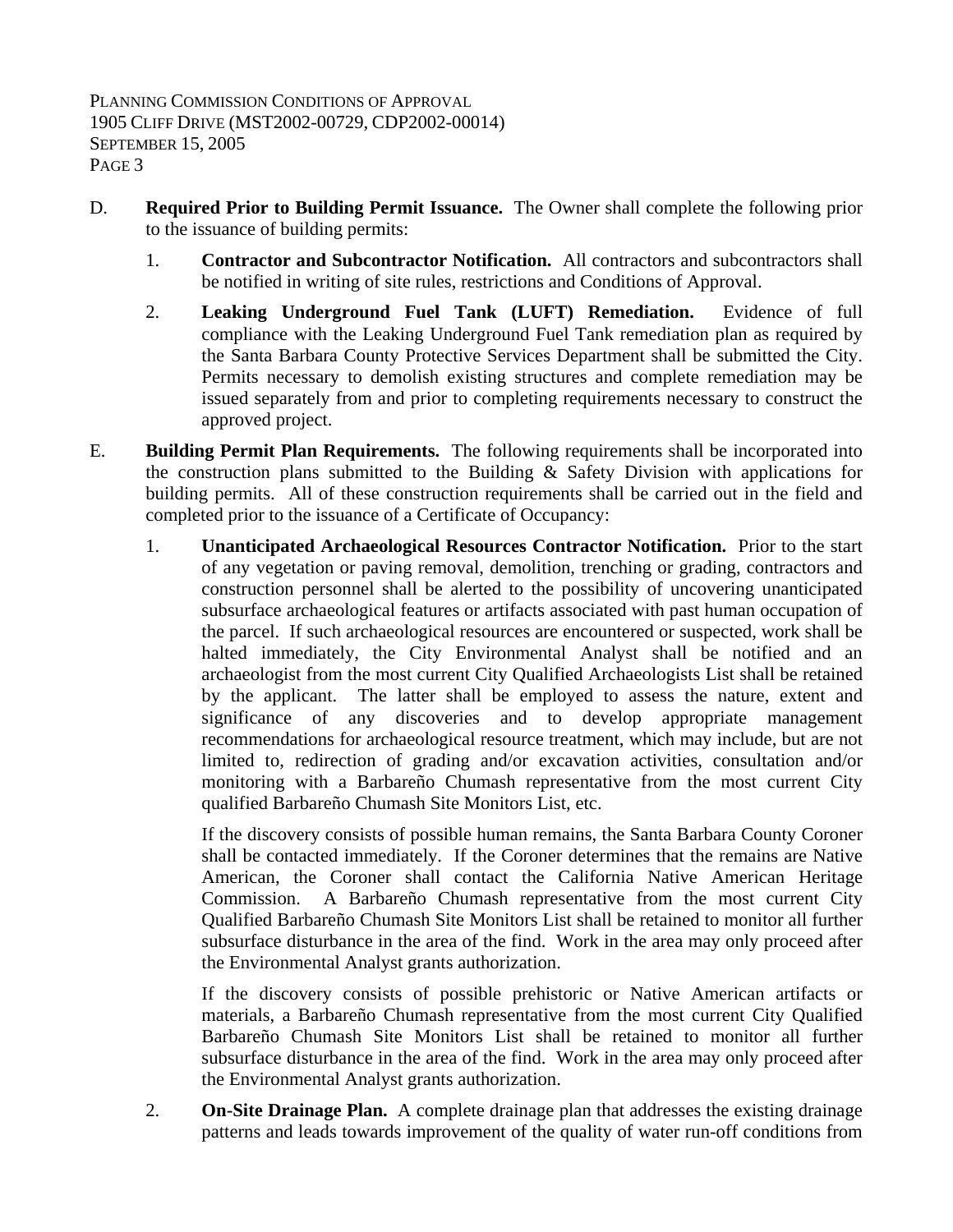D. **Required Prior to Building Permit Issuance.** The Owner shall complete the following prior to the issuance of building permits:

1. **Contractor and Subcontractor Notification.** All contractors and subcontractors shall be notified in writing of site rules, restrictions and Conditions of Approval.

2. **Leaking Underground Fuel Tank (LUFT) Remediation.** Evidence of full compliance with the Leaking Underground Fuel Tank remediation plan as required by the Santa Barbara County Protective Services Department shall be submitted the City. Permits necessary to demolish existing structures and complete remediation may be issued separately from and prior to completing requirements necessary to construct the approved project.

E. **Building Permit Plan Requirements.** The following requirements shall be incorporated into the construction plans submitted to the Building & Safety Division with applications for building permits. All of these construction requirements shall be carried out in the field and completed prior to the issuance of a Certificate of Occupancy:

1. **Unanticipated Archaeological Resources Contractor Notification.** Prior to the start of any vegetation or paving removal, demolition, trenching or grading, contractors and construction personnel shall be alerted to the possibility of uncovering unanticipated subsurface archaeological features or artifacts associated with past human occupation of the parcel. If such archaeological resources are encountered or suspected, work shall be halted immediately, the City Environmental Analyst shall be notified and an archaeologist from the most current City Qualified Archaeologists List shall be retained by the applicant. The latter shall be employed to assess the nature, extent and significance of any discoveries and to develop appropriate management recommendations for archaeological resource treatment, which may include, but are not limited to, redirection of grading and/or excavation activities, consultation and/or monitoring with a Barbareño Chumash representative from the most current City qualified Barbareño Chumash Site Monitors List, etc.

   If the discovery consists of possible human remains, the Santa Barbara County Coroner shall be contacted immediately. If the Coroner determines that the remains are Native American, the Coroner shall contact the California Native American Heritage Commission. A Barbareño Chumash representative from the most current City Qualified Barbareño Chumash Site Monitors List shall be retained to monitor all further subsurface disturbance in the area of the find. Work in the area may only proceed after the Environmental Analyst grants authorization.

   If the discovery consists of possible prehistoric or Native American artifacts or materials, a Barbareño Chumash representative from the most current City Qualified Barbareño Chumash Site Monitors List shall be retained to monitor all further subsurface disturbance in the area of the find. Work in the area may only proceed after the Environmental Analyst grants authorization.

2. **On-Site Drainage Plan.** A complete drainage plan that addresses the existing drainage patterns and leads towards improvement of the quality of water run-off conditions from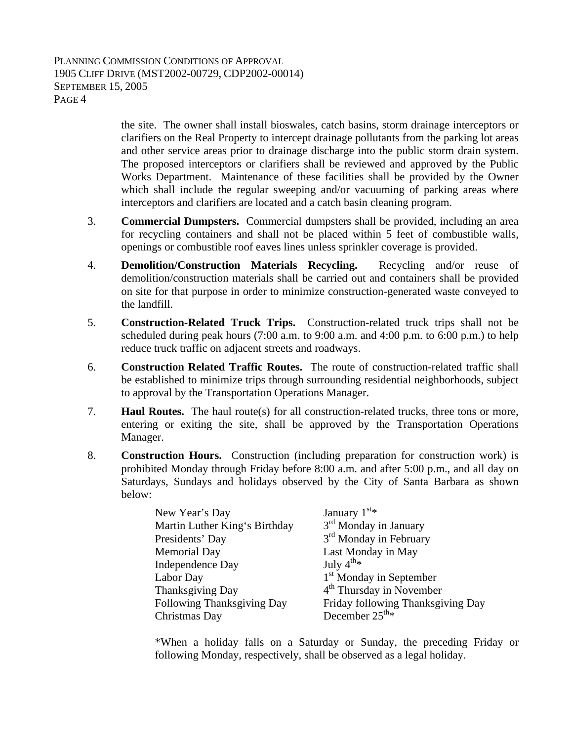the site. The owner shall install bioswales, catch basins, storm drainage interceptors or clarifiers on the Real Property to intercept drainage pollutants from the parking lot areas and other service areas prior to drainage discharge into the public storm drain system. The proposed interceptors or clarifiers shall be reviewed and approved by the Public Works Department. Maintenance of these facilities shall be provided by the Owner which shall include the regular sweeping and/or vacuuming of parking areas where interceptors and clarifiers are located and a catch basin cleaning program.

3. **Commercial Dumpsters.** Commercial dumpsters shall be provided, including an area for recycling containers and shall not be placed within 5 feet of combustible walls, openings or combustible roof eaves lines unless sprinkler coverage is provided.

4. **Demolition/Construction Materials Recycling.** Recycling and/or reuse of demolition/construction materials shall be carried out and containers shall be provided on site for that purpose in order to minimize construction-generated waste conveyed to the landfill.

5. **Construction-Related Truck Trips.** Construction-related truck trips shall not be scheduled during peak hours (7:00 a.m. to 9:00 a.m. and 4:00 p.m. to 6:00 p.m.) to help reduce truck traffic on adjacent streets and roadways.

6. **Construction Related Traffic Routes.** The route of construction-related traffic shall be established to minimize trips through surrounding residential neighborhoods, subject to approval by the Transportation Operations Manager.

7. **Haul Routes.** The haul route(s) for all construction-related trucks, three tons or more, entering or exiting the site, shall be approved by the Transportation Operations Manager.

8. **Construction Hours.** Construction (including preparation for construction work) is prohibited Monday through Friday before 8:00 a.m. and after 5:00 p.m., and all day on Saturdays, Sundays and holidays observed by the City of Santa Barbara as shown below:

| | |
|---|---|
| New Year's Day | January 1st* |
| Martin Luther King's Birthday | 3rd Monday in January |
| Presidents' Day | 3rd Monday in February |
| Memorial Day | Last Monday in May |
| Independence Day | July 4th* |
| Labor Day | 1st Monday in September |
| Thanksgiving Day | 4th Thursday in November |
| Following Thanksgiving Day | Friday following Thanksgiving Day |
| Christmas Day | December 25th* |

*When a holiday falls on a Saturday or Sunday, the preceding Friday or following Monday, respectively, shall be observed as a legal holiday.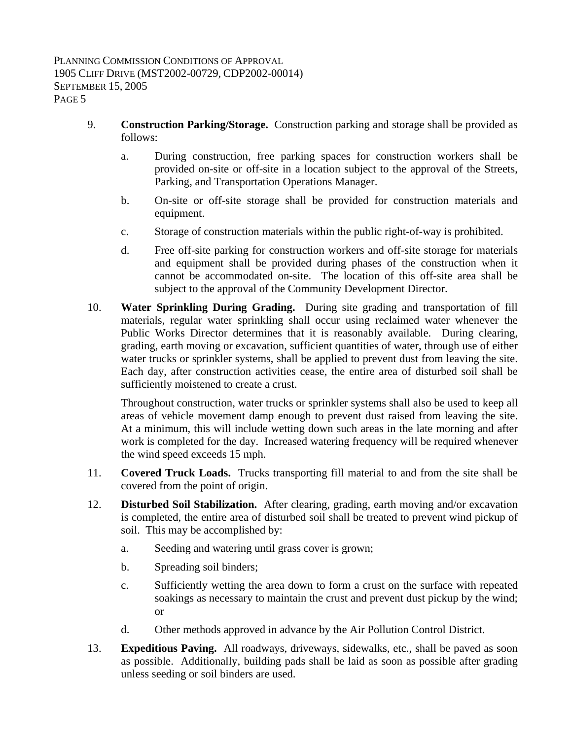9. **Construction Parking/Storage.** Construction parking and storage shall be provided as follows:

   a. During construction, free parking spaces for construction workers shall be provided on-site or off-site in a location subject to the approval of the Streets, Parking, and Transportation Operations Manager.

   b. On-site or off-site storage shall be provided for construction materials and equipment.

   c. Storage of construction materials within the public right-of-way is prohibited.

   d. Free off-site parking for construction workers and off-site storage for materials and equipment shall be provided during phases of the construction when it cannot be accommodated on-site. The location of this off-site area shall be subject to the approval of the Community Development Director.

10. **Water Sprinkling During Grading.** During site grading and transportation of fill materials, regular water sprinkling shall occur using reclaimed water whenever the Public Works Director determines that it is reasonably available. During clearing, grading, earth moving or excavation, sufficient quantities of water, through use of either water trucks or sprinkler systems, shall be applied to prevent dust from leaving the site. Each day, after construction activities cease, the entire area of disturbed soil shall be sufficiently moistened to create a crust.

    Throughout construction, water trucks or sprinkler systems shall also be used to keep all areas of vehicle movement damp enough to prevent dust raised from leaving the site. At a minimum, this will include wetting down such areas in the late morning and after work is completed for the day. Increased watering frequency will be required whenever the wind speed exceeds 15 mph.

11. **Covered Truck Loads.** Trucks transporting fill material to and from the site shall be covered from the point of origin.

12. **Disturbed Soil Stabilization.** After clearing, grading, earth moving and/or excavation is completed, the entire area of disturbed soil shall be treated to prevent wind pickup of soil. This may be accomplished by:

    a. Seeding and watering until grass cover is grown;

    b. Spreading soil binders;

    c. Sufficiently wetting the area down to form a crust on the surface with repeated soakings as necessary to maintain the crust and prevent dust pickup by the wind; or

    d. Other methods approved in advance by the Air Pollution Control District.

13. **Expeditious Paving.** All roadways, driveways, sidewalks, etc., shall be paved as soon as possible. Additionally, building pads shall be laid as soon as possible after grading unless seeding or soil binders are used.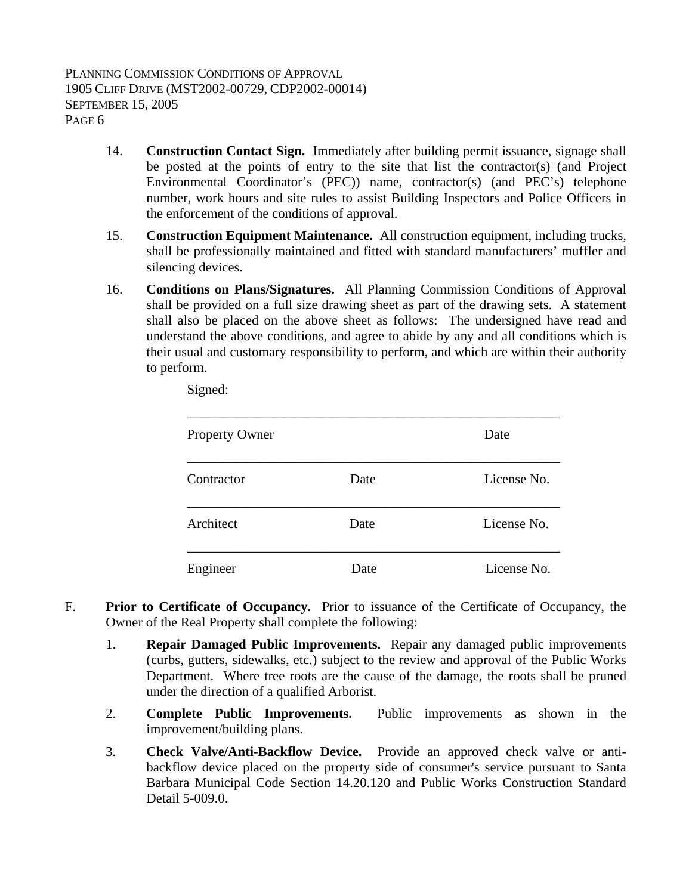14. **Construction Contact Sign.** Immediately after building permit issuance, signage shall be posted at the points of entry to the site that list the contractor(s) (and Project Environmental Coordinator's (PEC)) name, contractor(s) (and PEC's) telephone number, work hours and site rules to assist Building Inspectors and Police Officers in the enforcement of the conditions of approval.

15. **Construction Equipment Maintenance.** All construction equipment, including trucks, shall be professionally maintained and fitted with standard manufacturers' muffler and silencing devices.

16. **Conditions on Plans/Signatures.** All Planning Commission Conditions of Approval shall be provided on a full size drawing sheet as part of the drawing sets. A statement shall also be placed on the above sheet as follows: The undersigned have read and understand the above conditions, and agree to abide by any and all conditions which is their usual and customary responsibility to perform, and which are within their authority to perform.

    Signed:

    \_\_\_\_\_\_\_\_\_\_\_\_\_\_\_\_\_\_\_\_\_\_\_\_\_\_\_\_\_\_\_\_\_\_\_\_\_\_\_\_\_\_\_\_\_\_\_\_\_\_\_\_
    Property Owner                                    Date

    \_\_\_\_\_\_\_\_\_\_\_\_\_\_\_\_\_\_\_\_\_\_\_\_\_\_\_\_\_\_\_\_\_\_\_\_\_\_\_\_\_\_\_\_\_\_\_\_\_\_\_\_
    Contractor                    Date                    License No.

    \_\_\_\_\_\_\_\_\_\_\_\_\_\_\_\_\_\_\_\_\_\_\_\_\_\_\_\_\_\_\_\_\_\_\_\_\_\_\_\_\_\_\_\_\_\_\_\_\_\_\_\_
    Architect                    Date                    License No.

    \_\_\_\_\_\_\_\_\_\_\_\_\_\_\_\_\_\_\_\_\_\_\_\_\_\_\_\_\_\_\_\_\_\_\_\_\_\_\_\_\_\_\_\_\_\_\_\_\_\_\_\_
    Engineer                    Date                    License No.

F. **Prior to Certificate of Occupancy.** Prior to issuance of the Certificate of Occupancy, the Owner of the Real Property shall complete the following:

1. **Repair Damaged Public Improvements.** Repair any damaged public improvements (curbs, gutters, sidewalks, etc.) subject to the review and approval of the Public Works Department. Where tree roots are the cause of the damage, the roots shall be pruned under the direction of a qualified Arborist.

2. **Complete Public Improvements.** Public improvements as shown in the improvement/building plans.

3. **Check Valve/Anti-Backflow Device.** Provide an approved check valve or anti-backflow device placed on the property side of consumer's service pursuant to Santa Barbara Municipal Code Section 14.20.120 and Public Works Construction Standard Detail 5-009.0.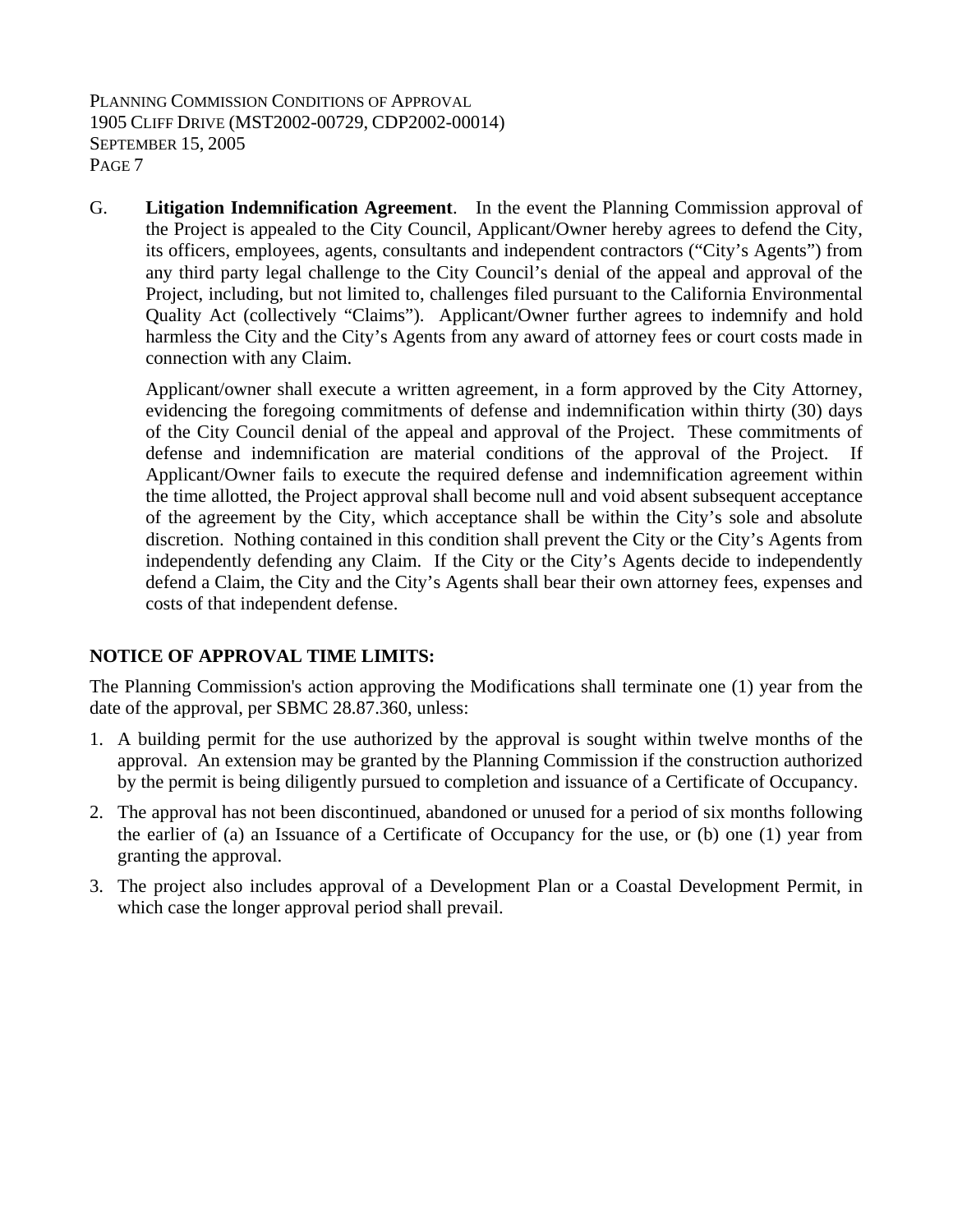G. **Litigation Indemnification Agreement**. In the event the Planning Commission approval of the Project is appealed to the City Council, Applicant/Owner hereby agrees to defend the City, its officers, employees, agents, consultants and independent contractors ("City's Agents") from any third party legal challenge to the City Council's denial of the appeal and approval of the Project, including, but not limited to, challenges filed pursuant to the California Environmental Quality Act (collectively "Claims"). Applicant/Owner further agrees to indemnify and hold harmless the City and the City's Agents from any award of attorney fees or court costs made in connection with any Claim.

Applicant/owner shall execute a written agreement, in a form approved by the City Attorney, evidencing the foregoing commitments of defense and indemnification within thirty (30) days of the City Council denial of the appeal and approval of the Project. These commitments of defense and indemnification are material conditions of the approval of the Project. If Applicant/Owner fails to execute the required defense and indemnification agreement within the time allotted, the Project approval shall become null and void absent subsequent acceptance of the agreement by the City, which acceptance shall be within the City's sole and absolute discretion. Nothing contained in this condition shall prevent the City or the City's Agents from independently defending any Claim. If the City or the City's Agents decide to independently defend a Claim, the City and the City's Agents shall bear their own attorney fees, expenses and costs of that independent defense.

## NOTICE OF APPROVAL TIME LIMITS:

The Planning Commission's action approving the Modifications shall terminate one (1) year from the date of the approval, per SBMC 28.87.360, unless:

1. A building permit for the use authorized by the approval is sought within twelve months of the approval. An extension may be granted by the Planning Commission if the construction authorized by the permit is being diligently pursued to completion and issuance of a Certificate of Occupancy.
2. The approval has not been discontinued, abandoned or unused for a period of six months following the earlier of (a) an Issuance of a Certificate of Occupancy for the use, or (b) one (1) year from granting the approval.
3. The project also includes approval of a Development Plan or a Coastal Development Permit, in which case the longer approval period shall prevail.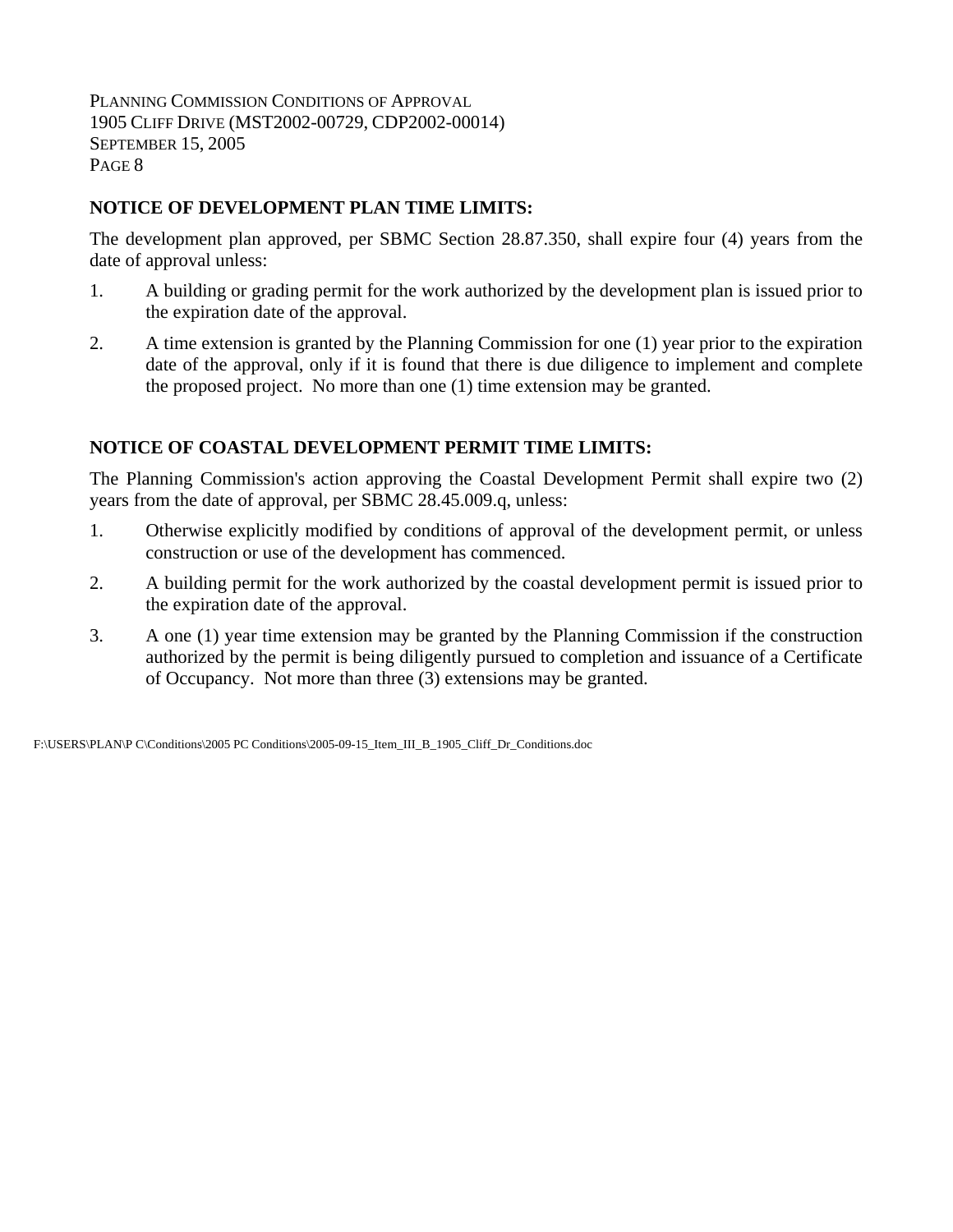## NOTICE OF DEVELOPMENT PLAN TIME LIMITS:

The development plan approved, per SBMC Section 28.87.350, shall expire four (4) years from the date of approval unless:

1. A building or grading permit for the work authorized by the development plan is issued prior to the expiration date of the approval.
2. A time extension is granted by the Planning Commission for one (1) year prior to the expiration date of the approval, only if it is found that there is due diligence to implement and complete the proposed project. No more than one (1) time extension may be granted.

## NOTICE OF COASTAL DEVELOPMENT PERMIT TIME LIMITS:

The Planning Commission's action approving the Coastal Development Permit shall expire two (2) years from the date of approval, per SBMC 28.45.009.q, unless:

1. Otherwise explicitly modified by conditions of approval of the development permit, or unless construction or use of the development has commenced.
2. A building permit for the work authorized by the coastal development permit is issued prior to the expiration date of the approval.
3. A one (1) year time extension may be granted by the Planning Commission if the construction authorized by the permit is being diligently pursued to completion and issuance of a Certificate of Occupancy. Not more than three (3) extensions may be granted.

F:\USERS\PLAN\P C\Conditions\2005 PC Conditions\2005-09-15_Item_III_B_1905_Cliff_Dr_Conditions.doc